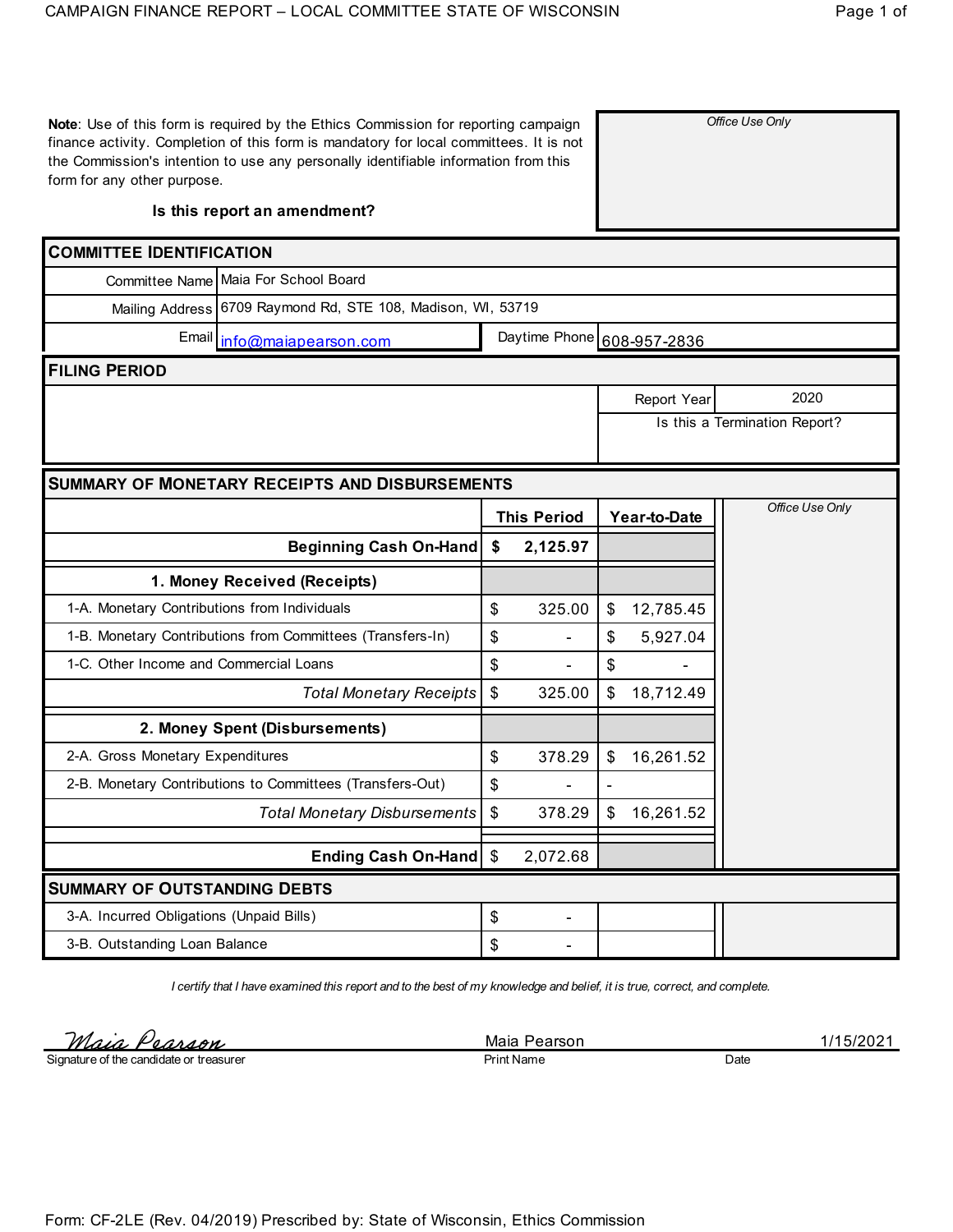CAMPAIGN FINANCE REPORT – LOCAL COMMITTEE STATE OF WISCONSIN

**Note**: Use of this form is required by the Ethics Commission for reporting campaign finance activity. Completion of this form is mandatory for local committees. It is not the Commission's intention to use any personally identifiable information from this form for any other purpose.

*Office Use Only*

**Is this report an amendment?**

## COMMITTEE IDENTIFICATION

| | |
|---|---|
| Committee Name | Maia For School Board |
| Mailing Address | 6709 Raymond Rd, STE 108, Madison, WI, 53719 |
| Email | info@maiapearson.com |
| Daytime Phone | 608-957-2836 |

## FILING PERIOD

| | |
|---|---|
| Report Year | 2020 |
| Is this a Termination Report? | |

## SUMMARY OF MONETARY RECEIPTS AND DISBURSEMENTS

| | This Period | Year-to-Date |
|---|---|---|
| **Beginning Cash On-Hand** | **$ 2,125.97** | |
| **1. Money Received (Receipts)** | | |
| 1-A. Monetary Contributions from Individuals | $ 325.00 | $ 12,785.45 |
| 1-B. Monetary Contributions from Committees (Transfers-In) | $ - | $ 5,927.04 |
| 1-C. Other Income and Commercial Loans | $ - | $ - |
| *Total Monetary Receipts* | $ 325.00 | $ 18,712.49 |
| **2. Money Spent (Disbursements)** | | |
| 2-A. Gross Monetary Expenditures | $ 378.29 | $ 16,261.52 |
| 2-B. Monetary Contributions to Committees (Transfers-Out) | $ - | - |
| *Total Monetary Disbursements* | $ 378.29 | $ 16,261.52 |
| **Ending Cash On-Hand** | $ 2,072.68 | |

*Office Use Only*

## SUMMARY OF OUTSTANDING DEBTS

| | |
|---|---|
| 3-A. Incurred Obligations (Unpaid Bills) | $ - |
| 3-B. Outstanding Loan Balance | $ - |

*I certify that I have examined this report and to the best of my knowledge and belief, it is true, correct, and complete.*

| Signature of the candidate or treasurer | Print Name | Date |
|---|---|---|
| *Maia Pearson* | Maia Pearson | 1/15/2021 |

Form: CF-2LE (Rev. 04/2019) Prescribed by: State of Wisconsin, Ethics Commission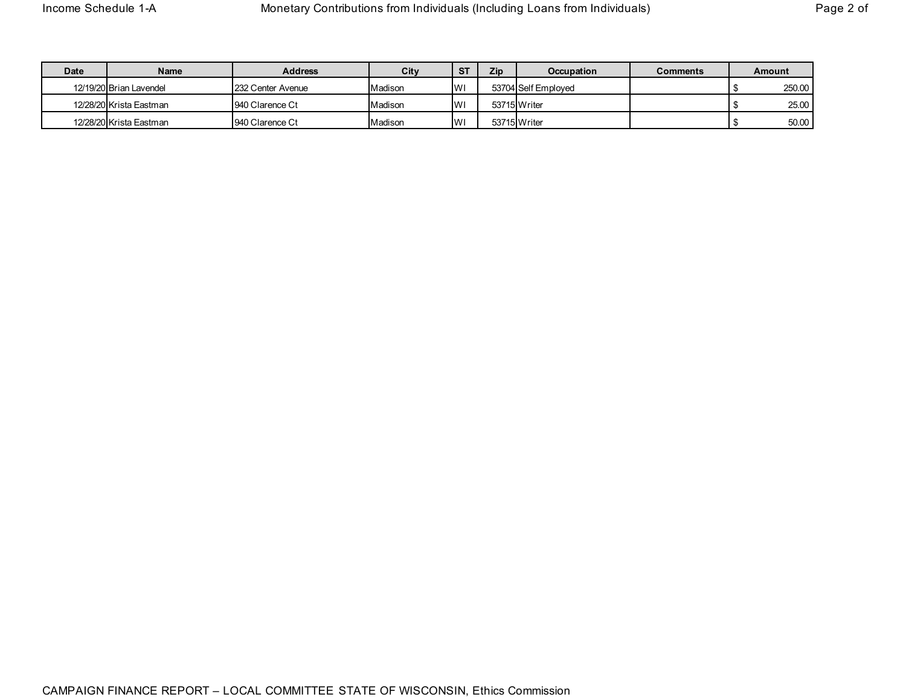| Date | Name | Address | City | ST | Zip | Occupation | Comments | Amount |
|---|---|---|---|---|---|---|---|---|
| 12/19/20 | Brian Lavendel | 232 Center Avenue | Madison | WI | 53704 | Self Employed | | $ 250.00 |
| 12/28/20 | Krista Eastman | 940 Clarence Ct | Madison | WI | 53715 | Writer | | $ 25.00 |
| 12/28/20 | Krista Eastman | 940 Clarence Ct | Madison | WI | 53715 | Writer | | $ 50.00 |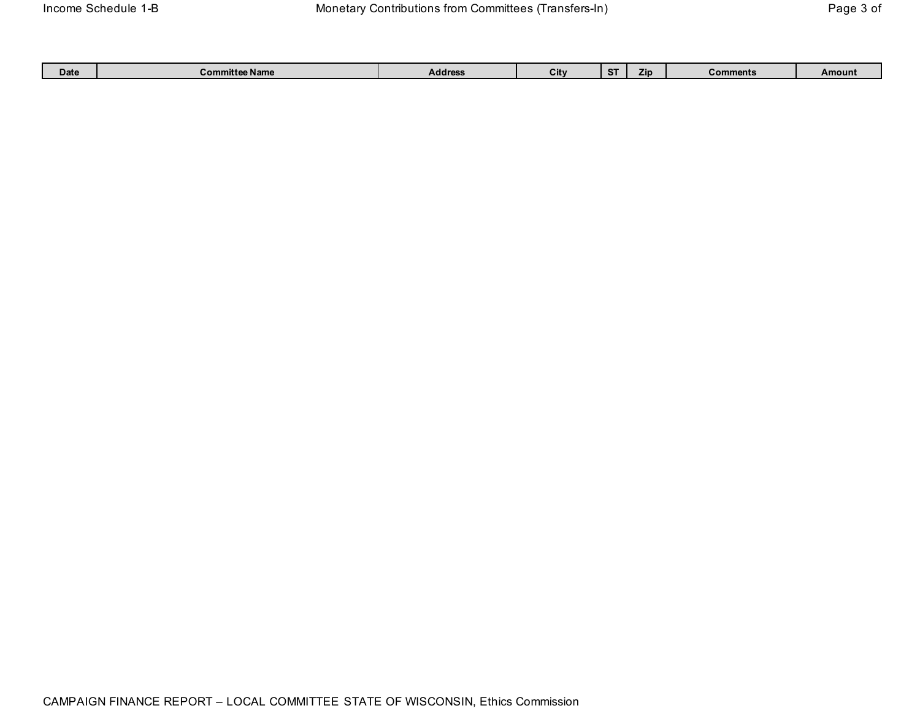Income Schedule 1-B

## Monetary Contributions from Committees (Transfers-In)

| Date | Committee Name | Address | City | ST | Zip | Comments | Amount |
|---|---|---|---|---|---|---|---|

CAMPAIGN FINANCE REPORT – LOCAL COMMITTEE STATE OF WISCONSIN, Ethics Commission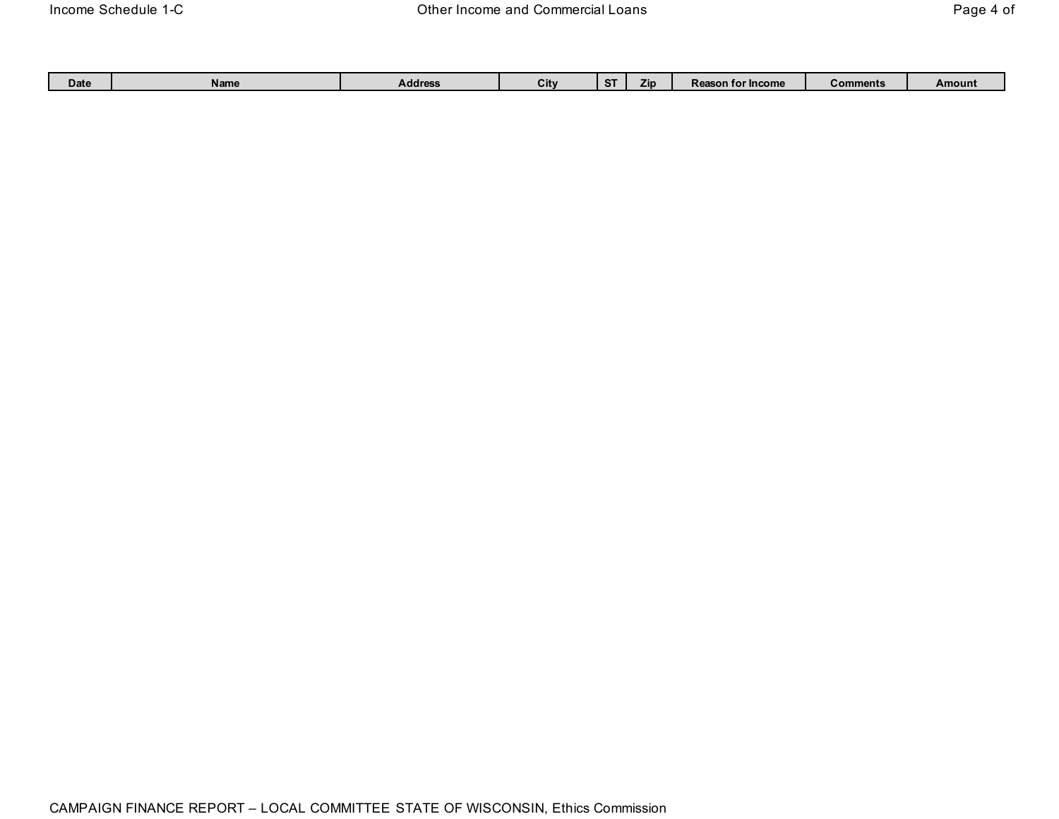# Income Schedule 1-C

## Other Income and Commercial Loans

| Date | Name | Address | City | ST | Zip | Reason for Income | Comments | Amount |
|---|---|---|---|---|---|---|---|---|

CAMPAIGN FINANCE REPORT – LOCAL COMMITTEE STATE OF WISCONSIN, Ethics Commission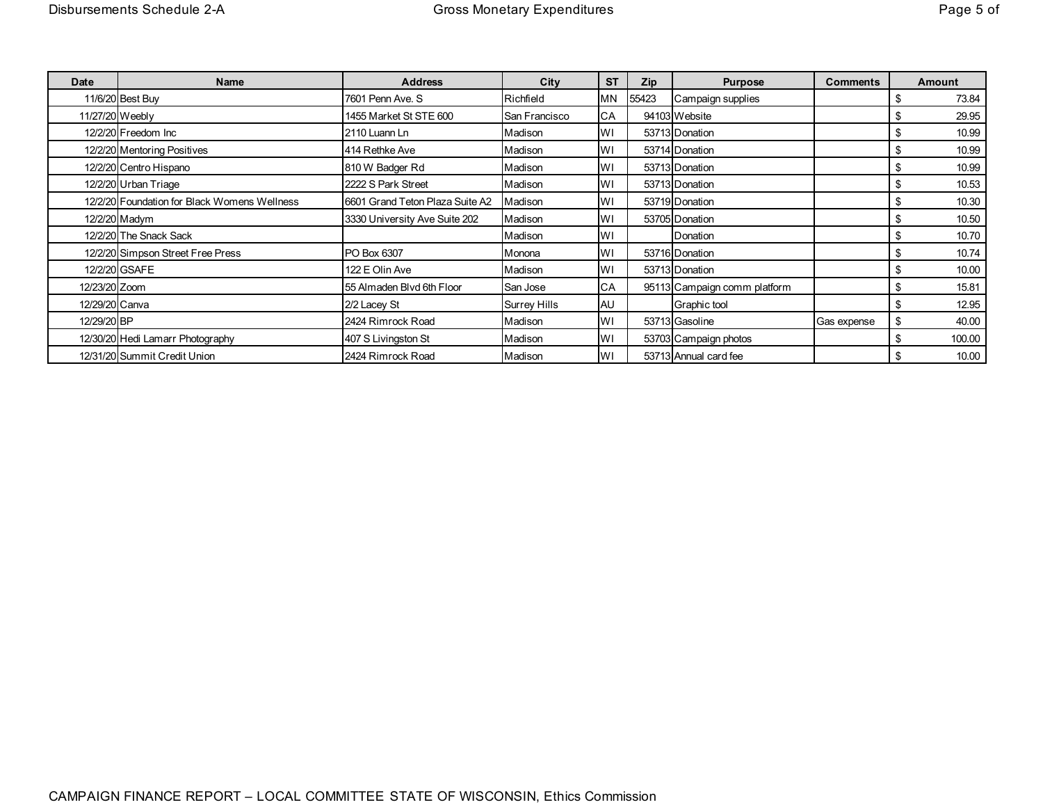| Date | Name | Address | City | ST | Zip | Purpose | Comments | Amount |
|---|---|---|---|---|---|---|---|---|
| 11/6/20 | Best Buy | 7601 Penn Ave. S | Richfield | MN | 55423 | Campaign supplies | | $ 73.84 |
| 11/27/20 | Weebly | 1455 Market St STE 600 | San Francisco | CA | 94103 | Website | | $ 29.95 |
| 12/2/20 | Freedom Inc | 2110 Luann Ln | Madison | WI | 53713 | Donation | | $ 10.99 |
| 12/2/20 | Mentoring Positives | 414 Rethke Ave | Madison | WI | 53714 | Donation | | $ 10.99 |
| 12/2/20 | Centro Hispano | 810 W Badger Rd | Madison | WI | 53713 | Donation | | $ 10.99 |
| 12/2/20 | Urban Triage | 2222 S Park Street | Madison | WI | 53713 | Donation | | $ 10.53 |
| 12/2/20 | Foundation for Black Womens Wellness | 6601 Grand Teton Plaza Suite A2 | Madison | WI | 53719 | Donation | | $ 10.30 |
| 12/2/20 | Madym | 3330 University Ave Suite 202 | Madison | WI | 53705 | Donation | | $ 10.50 |
| 12/2/20 | The Snack Sack | | Madison | WI | | Donation | | $ 10.70 |
| 12/2/20 | Simpson Street Free Press | PO Box 6307 | Monona | WI | 53716 | Donation | | $ 10.74 |
| 12/2/20 | GSAFE | 122 E Olin Ave | Madison | WI | 53713 | Donation | | $ 10.00 |
| 12/23/20 | Zoom | 55 Almaden Blvd 6th Floor | San Jose | CA | 95113 | Campaign comm platform | | $ 15.81 |
| 12/29/20 | Canva | 2/2 Lacey St | Surrey Hills | AU | | Graphic tool | | $ 12.95 |
| 12/29/20 | BP | 2424 Rimrock Road | Madison | WI | 53713 | Gasoline | Gas expense | $ 40.00 |
| 12/30/20 | Hedi Lamarr Photography | 407 S Livingston St | Madison | WI | 53703 | Campaign photos | | $ 100.00 |
| 12/31/20 | Summit Credit Union | 2424 Rimrock Road | Madison | WI | 53713 | Annual card fee | | $ 10.00 |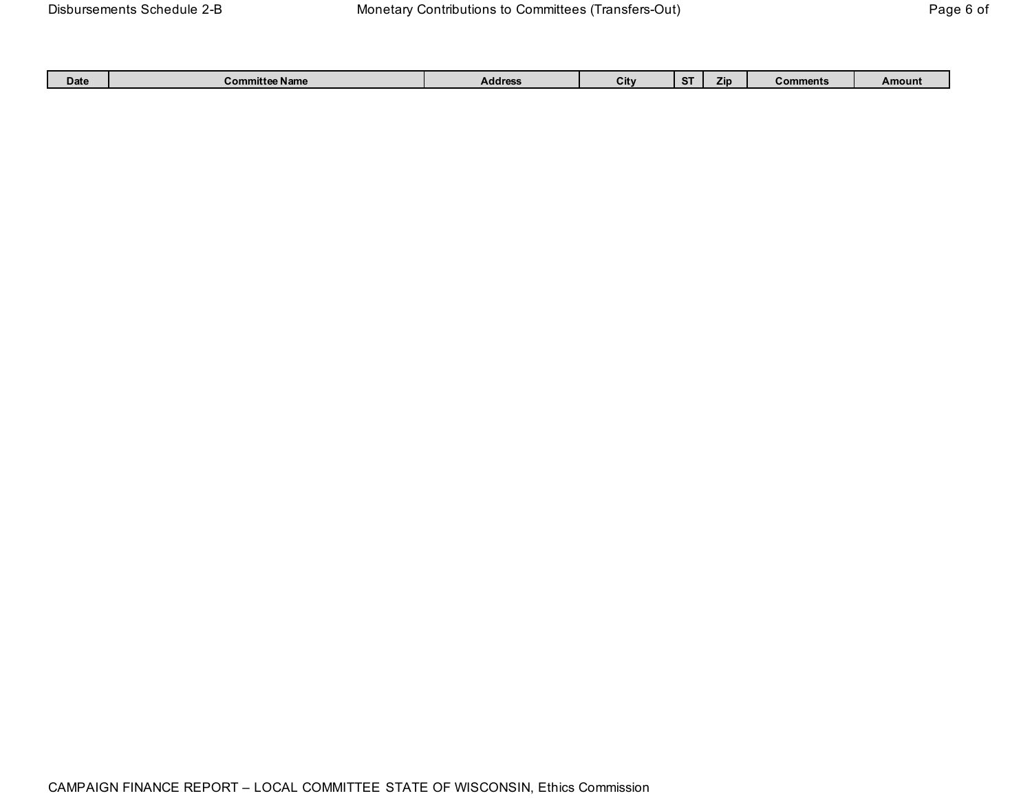## Disbursements Schedule 2-B

## Monetary Contributions to Committees (Transfers-Out)

| Date | Committee Name | Address | City | ST | Zip | Comments | Amount |
| --- | --- | --- | --- | --- | --- | --- | --- |

CAMPAIGN FINANCE REPORT – LOCAL COMMITTEE STATE OF WISCONSIN, Ethics Commission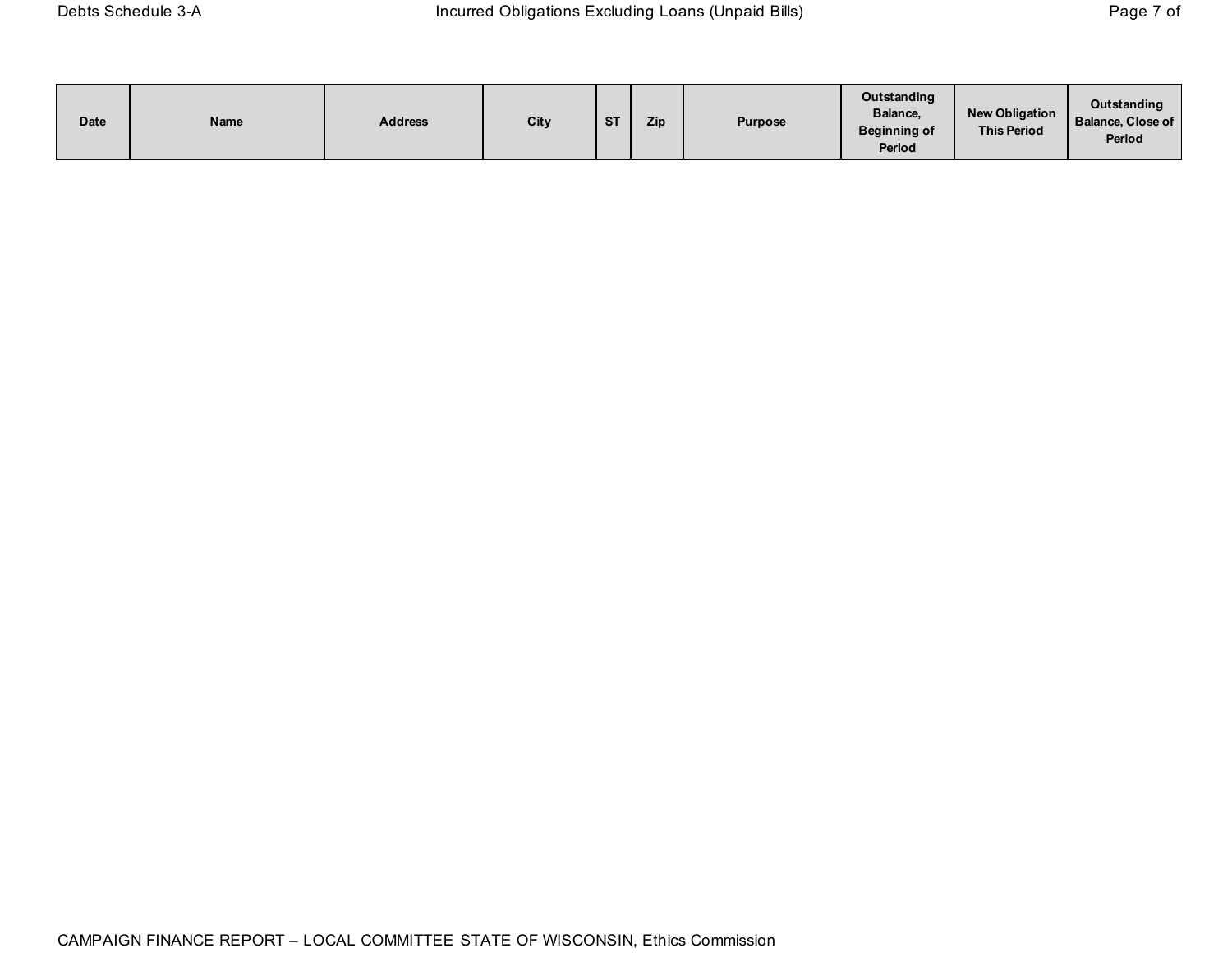Debts Schedule 3-A

Incurred Obligations Excluding Loans (Unpaid Bills)

| Date | Name | Address | City | ST | Zip | Purpose | Outstanding Balance, Beginning of Period | New Obligation This Period | Outstanding Balance, Close of Period |
|---|---|---|---|---|---|---|---|---|---|

CAMPAIGN FINANCE REPORT – LOCAL COMMITTEE STATE OF WISCONSIN, Ethics Commission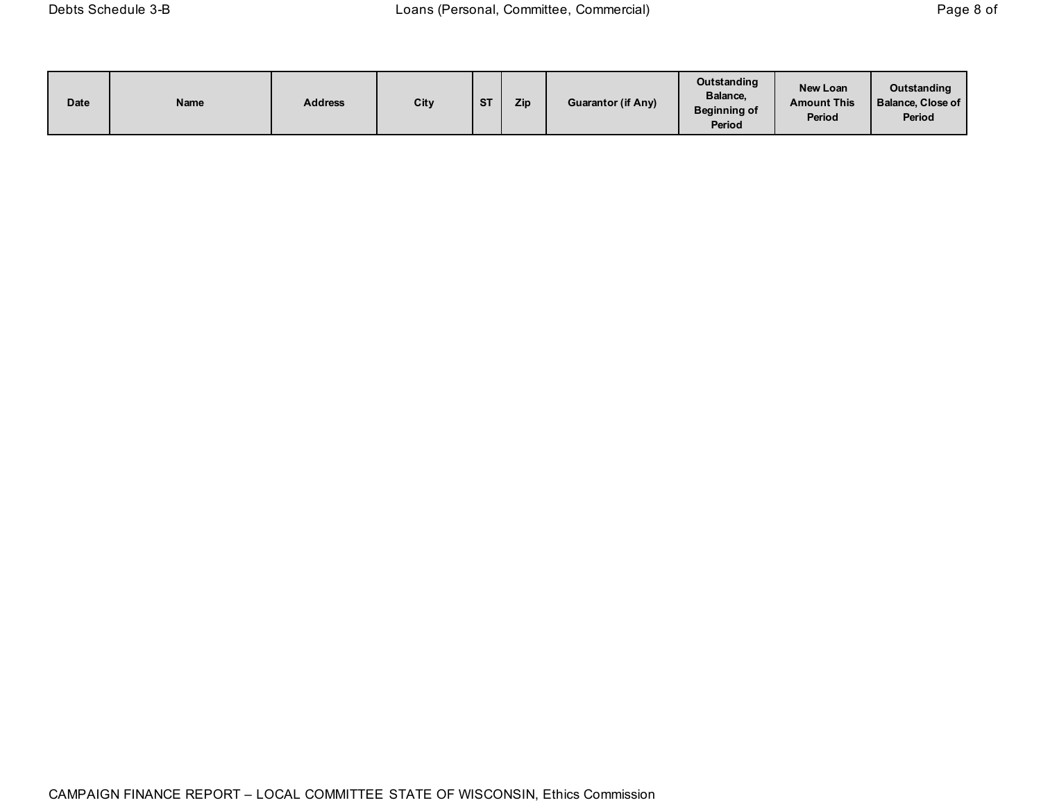Debts Schedule 3-B

Loans (Personal, Committee, Commercial)

| Date | Name | Address | City | ST | Zip | Guarantor (if Any) | Outstanding Balance, Beginning of Period | New Loan Amount This Period | Outstanding Balance, Close of Period |
|---|---|---|---|---|---|---|---|---|---|

CAMPAIGN FINANCE REPORT – LOCAL COMMITTEE STATE OF WISCONSIN, Ethics Commission